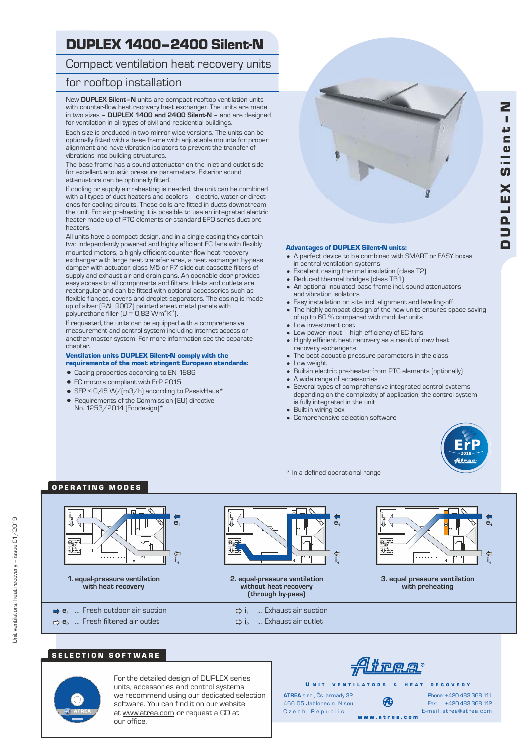# DUPLEX 1400–2400 Silent-N

## Compact ventilation heat recovery units for rooftop installation

New **DUPLEX Silent–N** units are compact rooftop ventilation units with counter-flow heat recovery heat exchanger. The units are made in two sizes – **DUPLEX 1400 and 2400 Silent-N** – and are designed for ventilation in all types of civil and residential buildings.

Each size is produced in two mirror-image versions. The units can be optionally fitted with a base frame with adjustable mounts for proper alignment and have vibration isolators to prevent the transfer of vibrations into building structures.

The base frame has a sound attenuator on the inlet and outlet side for excellent acoustic pressure parameters. Exterior sound attenuators can be optionally fitted.

If cooling or supply air reheating is needed, the unit can be combined with all types of duct heaters and coolers – electric, water or direct ones for cooling circuits. These coils are fitted in ducts downstream the unit. For air preheating it is possible to use an integrated electric heater made up of PTC elements or standard EPO series duct pre-heaters.

All units have a compact design, and in a single casing they contain two independently powered and highly efficient EC fans with flexibly mounted motors, a highly efficient counter-flow heat recovery exchanger with large heat transfer area, a heat exchanger by-pass damper with actuator, class M5 or F7 slide-out cassette filters of supply and exhaust air and drain pans. An openable door provides easy access to all components and filters. Inlets and outlets are rectangular and can be fitted with optional accessories such as flexible flanges, covers and droplet separators. The casing is made up of silver (RAL 9007) painted sheet metal panels with polyurethane filler ($U = 0{,}82\ Wm^{-2}K^{-1}$).

If requested, the units can be equipped with a comprehensive measurement and control system including internet access or another master system. For more information see the separate chapter.

**Ventilation units DUPLEX Silent-N comply with the requirements of the most stringent European standards:**

- Casing properties according to EN 1886
- EC motors compliant with ErP 2015
- SFP < 0,45 W/(m3/h) according to PassivHaus*
- Requirements of the Commission (EU) directive No. 1253/2014 (Ecodesign)*

**Advantages of DUPLEX Silent-N units:**

- A perfect device to be combined with SMART or EASY boxes in central ventilation systems
- Excellent casing thermal insulation (class T2)
- Reduced thermal bridges (class TB1)
- An optional insulated base frame incl. sound attenuators and vibration isolators
- Easy installation on site incl. alignment and levelling-off
- The highly compact design of the new units ensures space saving of up to 60 % compared with modular units
- Low investment cost
- Low power input – high efficiency of EC fans
- Highly efficient heat recovery as a result of new heat recovery exchangers
- The best acoustic pressure parameters in the class
- Low weight
- Built-in electric pre-heater from PTC elements (optionally)
- A wide range of accessories
- Several types of comprehensive integrated control systems depending on the complexity of application; the control system is fully integrated in the unit
- Built-in wiring box
- Comprehensive selection software

\* In a defined operational range

## OPERATING MODES

1. equal-pressure ventilation with heat recovery
2. equal-pressure ventilation without heat recovery (through by-pass)
3. equal pressure ventilation with preheating

- $e_1$ ... Fresh outdoor air suction
- $e_2$ ... Fresh filtered air outlet
- $i_1$ ... Exhaust air suction
- $i_2$ ... Exhaust air outlet

## SELECTION SOFTWARE

For the detailed design of DUPLEX series units, accessories and control systems we recommend using our dedicated selection software. You can find it on our website at www.atrea.com or request a CD at our office.

Atrea®

UNIT VENTILATORS & HEAT RECOVERY

**ATREA** s.r.o., Čs. armády 32
466 05 Jablonec n. Nisou
Czech Republic

Phone: +420 483 368 111
Fax: +420 483 368 112
E-mail: atrea@atrea.com

www.atrea.com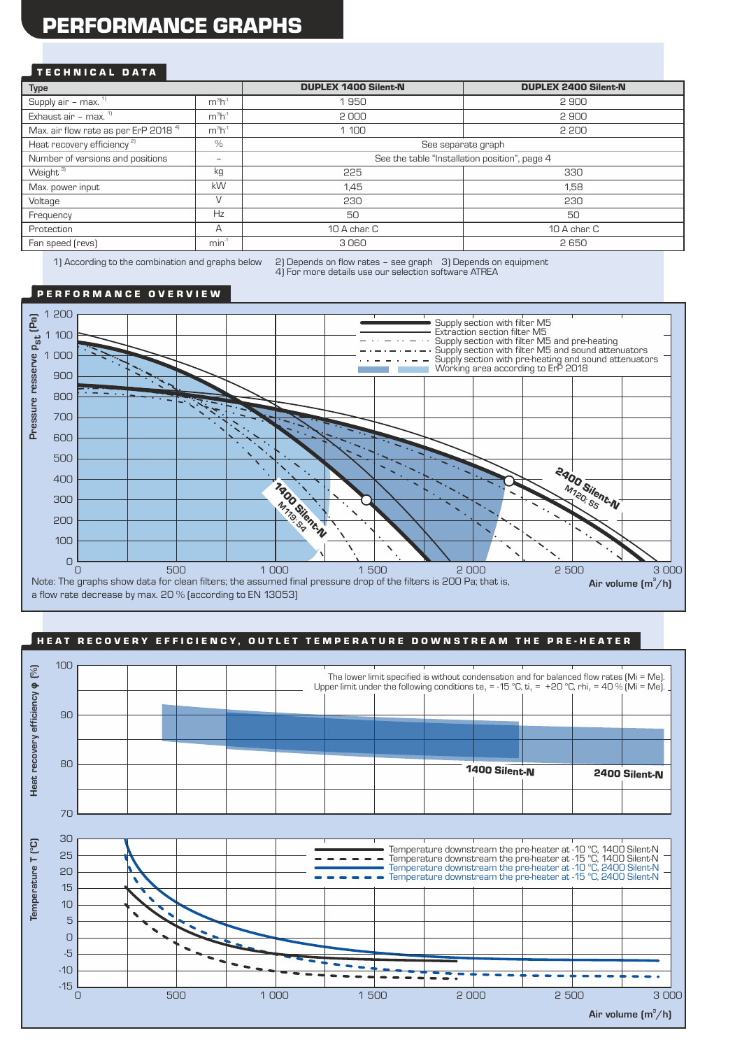# PERFORMANCE GRAPHS

## TECHNICAL DATA

| Type | | DUPLEX 1400 Silent-N | DUPLEX 2400 Silent-N |
|---|---|---|---|
| Supply air – max. [1] | $m^3h^{-1}$ | 1 950 | 2 900 |
| Exhaust air – max. [1] | $m^3h^{-1}$ | 2 000 | 2 900 |
| Max. air flow rate as per ErP 2018 [4] | $m^3h^{-1}$ | 1 100 | 2 200 |
| Heat recovery efficiency [2] | % | See separate graph | |
| Number of versions and positions | – | See the table "Installation position", page 4 | |
| Weight [3] | kg | 225 | 330 |
| Max. power input | kW | 1,45 | 1,58 |
| Voltage | V | 230 | 230 |
| Frequency | Hz | 50 | 50 |
| Protection | A | 10 A char. C | 10 A char. C |
| Fan speed (revs) | $min^{-1}$ | 3 060 | 2 650 |

1) According to the combination and graphs below 2) Depends on flow rates – see graph 3) Depends on equipment
4) For more details use our selection software ATREA

## PERFORMANCE OVERVIEW

Pressure resserve $p_{st}$ (Pa)

- Supply section with filter M5
- Extraction section filter M5
- Supply section with filter M5 and pre-heating
- Supply section with filter M5 and sound attenuators
- Supply section with pre-heating and sound attenuators
- Working area according to ErP 2018

1400 Silent-N M119; S4

2400 Silent-N M120; S5

Air volume ($m^3$/h)

Note: The graphs show data for clean filters; the assumed final pressure drop of the filters is 200 Pa; that is, a flow rate decrease by max. 20 % (according to EN 13053)

## HEAT RECOVERY EFFICIENCY, OUTLET TEMPERATURE DOWNSTREAM THE PRE-HEATER

Heat recovery efficiency φ (%)

The lower limit specified is without condensation and for balanced flow rates (Mi = Me).
Upper limit under the following conditions $te_1$ = -15 °C, $ti_1$ = +20 °C, $rhi_1$ = 40 % (Mi = Me).

1400 Silent-N

2400 Silent-N

Temperature T (°C)

- Temperature downstream the pre-heater at -10 °C, 1400 Silent-N
- Temperature downstream the pre-heater at -15 °C, 1400 Silent-N
- Temperature downstream the pre-heater at -10 °C, 2400 Silent-N
- Temperature downstream the pre-heater at -15 °C, 2400 Silent-N

Air volume ($m^3$/h)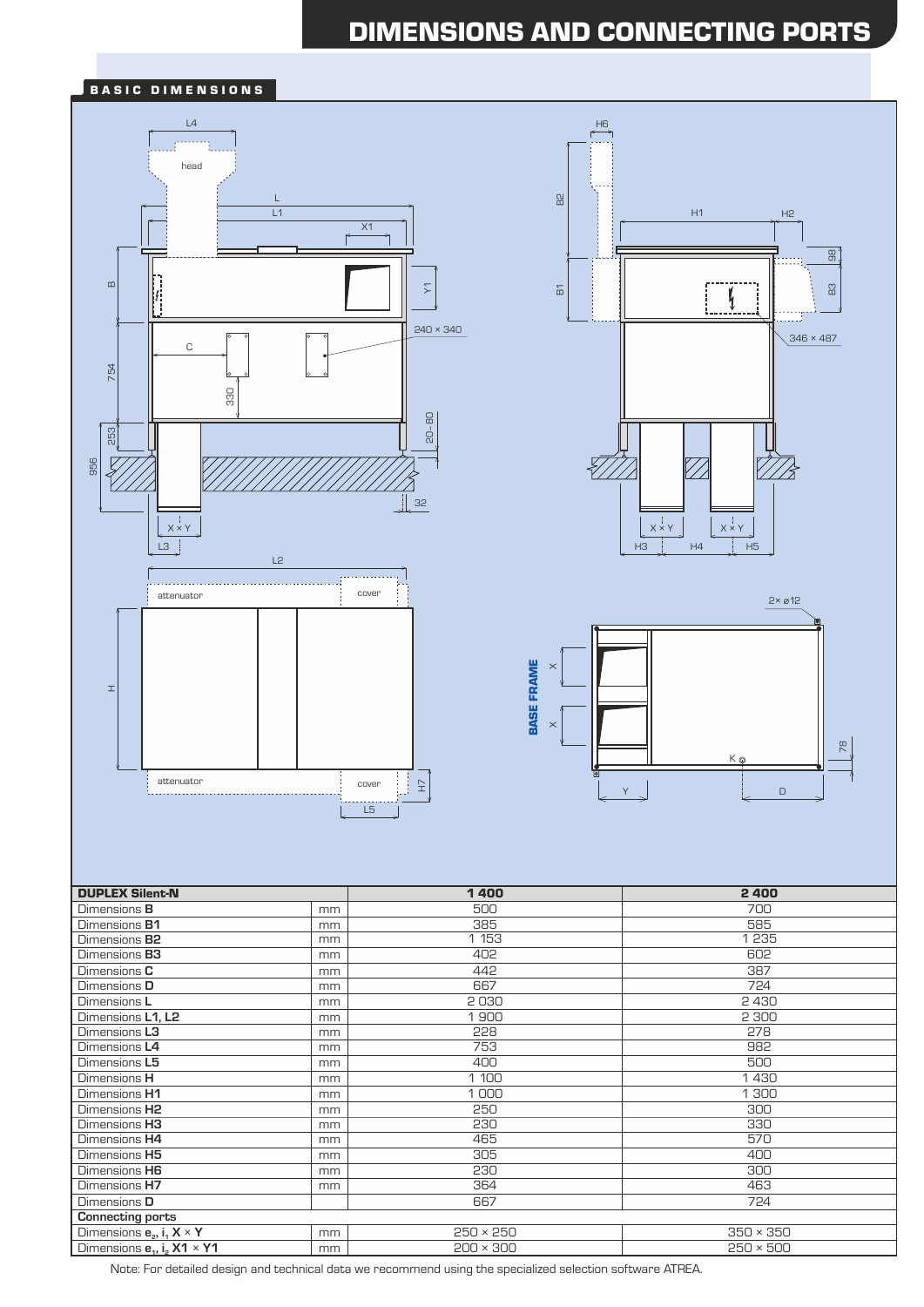# DIMENSIONS AND CONNECTING PORTS

## BASIC DIMENSIONS

| DUPLEX Silent-N | | 1 400 | 2 400 |
|---|---|---|---|
| Dimensions **B** | mm | 500 | 700 |
| Dimensions **B1** | mm | 385 | 585 |
| Dimensions **B2** | mm | 1 153 | 1 235 |
| Dimensions **B3** | mm | 402 | 602 |
| Dimensions **C** | mm | 442 | 387 |
| Dimensions **D** | mm | 667 | 724 |
| Dimensions **L** | mm | 2 030 | 2 430 |
| Dimensions **L1, L2** | mm | 1 900 | 2 300 |
| Dimensions **L3** | mm | 228 | 278 |
| Dimensions **L4** | mm | 753 | 982 |
| Dimensions **L5** | mm | 400 | 500 |
| Dimensions **H** | mm | 1 100 | 1 430 |
| Dimensions **H1** | mm | 1 000 | 1 300 |
| Dimensions **H2** | mm | 250 | 300 |
| Dimensions **H3** | mm | 230 | 330 |
| Dimensions **H4** | mm | 465 | 570 |
| Dimensions **H5** | mm | 305 | 400 |
| Dimensions **H6** | mm | 230 | 300 |
| Dimensions **H7** | mm | 364 | 463 |
| Dimensions **D** | | 667 | 724 |
| **Connecting ports** | | | |
| Dimensions **$e_2$, $i_1$ X × Y** | mm | 250 × 250 | 350 × 350 |
| Dimensions **$e_1$, $i_2$ X1 × Y1** | mm | 200 × 300 | 250 × 500 |

Note: For detailed design and technical data we recommend using the specialized selection software ATREA.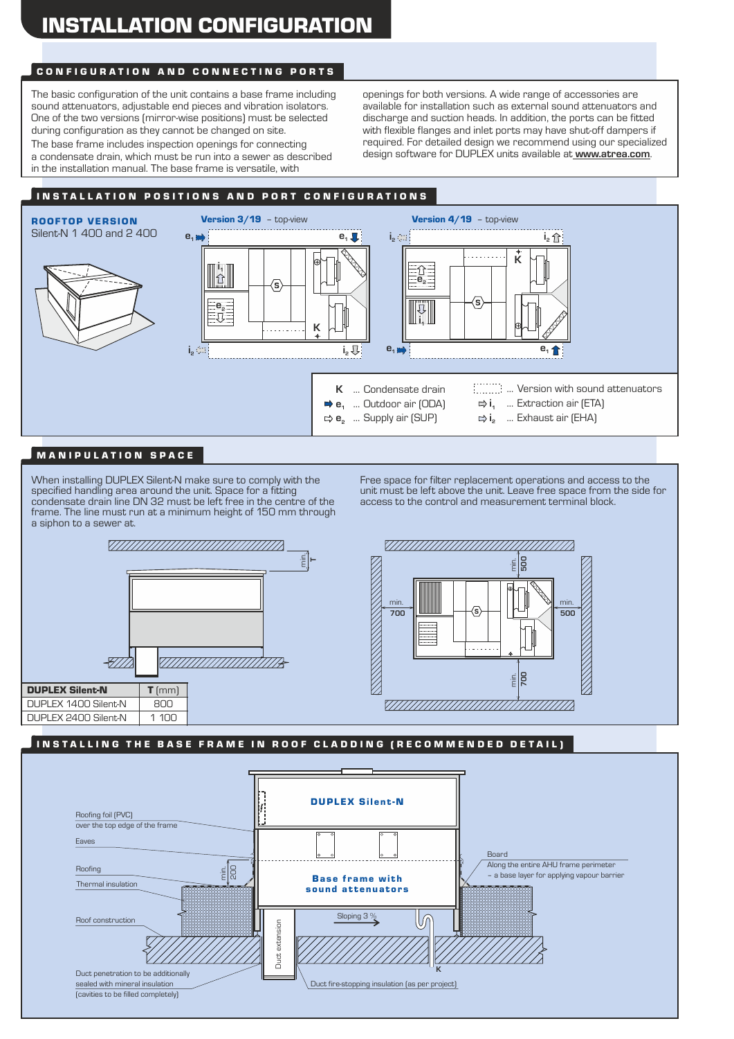# INSTALLATION CONFIGURATION

## CONFIGURATION AND CONNECTING PORTS

The basic configuration of the unit contains a base frame including sound attenuators, adjustable end pieces and vibration isolators. One of the two versions (mirror-wise positions) must be selected during configuration as they cannot be changed on site.

The base frame includes inspection openings for connecting a condensate drain, which must be run into a sewer as described in the installation manual. The base frame is versatile, with openings for both versions. A wide range of accessories are available for installation such as external sound attenuators and discharge and suction heads. In addition, the ports can be fitted with flexible flanges and inlet ports may have shut-off dampers if required. For detailed design we recommend using our specialized design software for DUPLEX units available at **www.atrea.com**.

## INSTALLATION POSITIONS AND PORT CONFIGURATIONS

**ROOFTOP VERSION**
Silent-N 1 400 and 2 400

**Version 3/19** – top-view

**Version 4/19** – top-view

K ... Condensate drain
$e_1$ ... Outdoor air (ODA)
$e_2$ ... Supply air (SUP)
... Version with sound attenuators
$i_1$ ... Extraction air (ETA)
$i_2$ ... Exhaust air (EHA)

## MANIPULATION SPACE

When installing DUPLEX Silent-N make sure to comply with the specified handling area around the unit. Space for a fitting condensate drain line DN 32 must be left free in the centre of the frame. The line must run at a minimum height of 150 mm through a siphon to a sewer at.

Free space for filter replacement operations and access to the unit must be left above the unit. Leave free space from the side for access to the control and measurement terminal block.

| DUPLEX Silent-N | T (mm) |
|---|---|
| DUPLEX 1400 Silent-N | 800 |
| DUPLEX 2400 Silent-N | 1 100 |

## INSTALLING THE BASE FRAME IN ROOF CLADDING (RECOMMENDED DETAIL)

DUPLEX Silent-N

Base frame with sound attenuators

Roofing foil (PVC) over the top edge of the frame

Eaves

Roofing

Thermal insulation

Roof construction

Duct penetration to be additionally sealed with mineral insulation (cavities to be filled completely)

Duct extension

Duct fire-stopping insulation (as per project)

Sloping 3 %

min. 200

K

Board
Along the entire AHU frame perimeter – a base layer for applying vapour barrier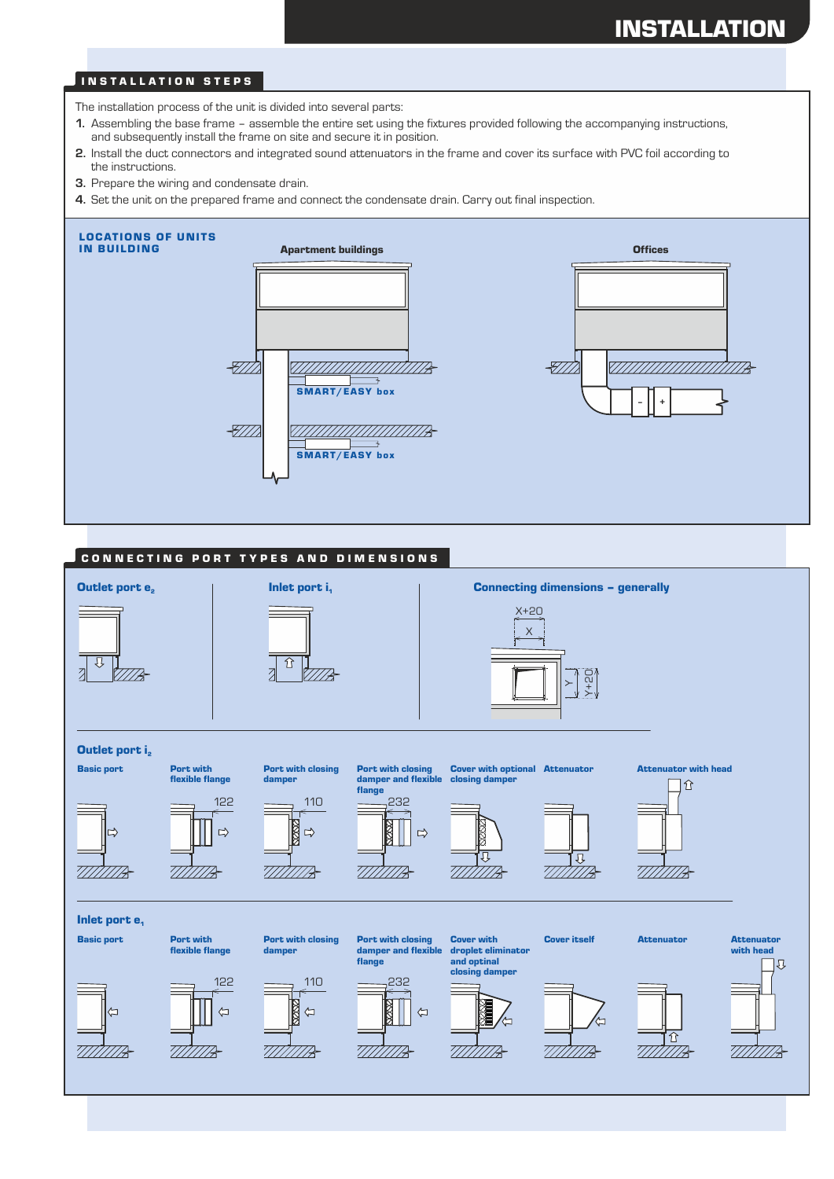# INSTALLATION

## INSTALLATION STEPS

The installation process of the unit is divided into several parts:

1. Assembling the base frame – assemble the entire set using the fixtures provided following the accompanying instructions, and subsequently install the frame on site and secure it in position.
2. Install the duct connectors and integrated sound attenuators in the frame and cover its surface with PVC foil according to the instructions.
3. Prepare the wiring and condensate drain.
4. Set the unit on the prepared frame and connect the condensate drain. Carry out final inspection.

## LOCATIONS OF UNITS IN BUILDING

**Apartment buildings**

SMART/EASY box

SMART/EASY box

**Offices**

## CONNECTING PORT TYPES AND DIMENSIONS

**Outlet port $e_2$**

**Inlet port $i_1$**

**Connecting dimensions – generally**

X+20

X

Y

Y+20

**Outlet port $i_2$**

| Basic port | Port with flexible flange | Port with closing damper | Port with closing damper and flexible flange | Cover with optional closing damper | Attenuator | Attenuator with head |
|---|---|---|---|---|---|---|
| | 122 | 110 | 232 | | | |

**Inlet port $e_1$**

| Basic port | Port with flexible flange | Port with closing damper | Port with closing damper and flexible flange | Cover with droplet eliminator and optional closing damper | Cover itself | Attenuator | Attenuator with head |
|---|---|---|---|---|---|---|---|
| | 122 | 110 | 232 | | | | |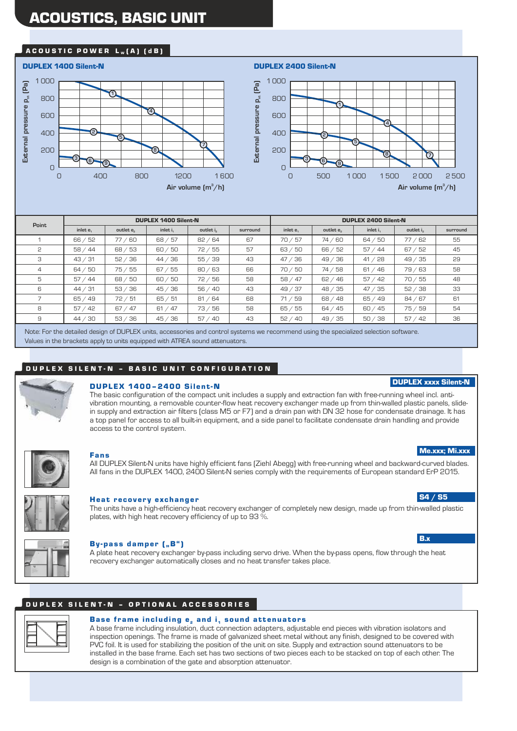# ACOUSTICS, BASIC UNIT

## ACOUSTIC POWER $L_w$(A) (dB)

**DUPLEX 1400 Silent-N**

**DUPLEX 2400 Silent-N**

| Point | DUPLEX 1400 Silent-N | | | | | DUPLEX 2400 Silent-N | | | | |
|---|---|---|---|---|---|---|---|---|---|---|
| | inlet $e_1$ | outlet $e_2$ | inlet $i_1$ | outlet $i_2$ | surround | inlet $e_1$ | outlet $e_2$ | inlet $i_1$ | outlet $i_2$ | surround |
| 1 | 66 / 52 | 77 / 60 | 68 / 57 | 82 / 64 | 67 | 70 / 57 | 74 / 60 | 64 / 50 | 77 / 62 | 55 |
| 2 | 58 / 44 | 68 / 53 | 60 / 50 | 72 / 55 | 57 | 63 / 50 | 66 / 52 | 57 / 44 | 67 / 52 | 45 |
| 3 | 43 / 31 | 52 / 36 | 44 / 36 | 55 / 39 | 43 | 47 / 36 | 49 / 36 | 41 / 28 | 49 / 35 | 29 |
| 4 | 64 / 50 | 75 / 55 | 67 / 55 | 80 / 63 | 66 | 70 / 50 | 74 / 58 | 61 / 46 | 79 / 63 | 58 |
| 5 | 57 / 44 | 68 / 50 | 60 / 50 | 72 / 56 | 58 | 58 / 47 | 62 / 46 | 57 / 42 | 70 / 55 | 48 |
| 6 | 44 / 31 | 53 / 36 | 45 / 36 | 56 / 40 | 43 | 49 / 37 | 48 / 35 | 47 / 35 | 52 / 38 | 33 |
| 7 | 65 / 49 | 72 / 51 | 65 / 51 | 81 / 64 | 68 | 71 / 59 | 68 / 48 | 65 / 49 | 84 / 67 | 61 |
| 8 | 57 / 42 | 67 / 47 | 61 / 47 | 73 / 56 | 58 | 65 / 55 | 64 / 45 | 60 / 45 | 75 / 59 | 54 |
| 9 | 44 / 30 | 53 / 36 | 45 / 36 | 57 / 40 | 43 | 52 / 40 | 49 / 35 | 50 / 38 | 57 / 42 | 36 |

Note: For the detailed design of DUPLEX units, accessories and control systems we recommend using the specialized selection software.
Values in the brackets apply to units equipped with ATREA sound attenuators.

## DUPLEX SILENT-N – BASIC UNIT CONFIGURATION

### DUPLEX 1400–2400 Silent-N

**DUPLEX xxxx Silent-N**

The basic configuration of the compact unit includes a supply and extraction fan with free-running wheel incl. anti-vibration mounting, a removable counter-flow heat recovery exchanger made up from thin-walled plastic panels, slide-in supply and extraction air filters (class M5 or F7) and a drain pan with DN 32 hose for condensate drainage. It has a top panel for access to all built-in equipment, and a side panel to facilitate condensate drain handling and provide access to the control system.

### Fans

**Me.xxx; Mi.xxx**

All DUPLEX Silent-N units have highly efficient fans (Ziehl Abegg) with free-running wheel and backward-curved blades. All fans in the DUPLEX 1400, 2400 Silent-N series comply with the requirements of European standard ErP 2015.

### Heat recovery exchanger

**S4 / S5**

The units have a high-efficiency heat recovery exchanger of completely new design, made up from thin-walled plastic plates, with high heat recovery efficiency of up to 93 %.

### By-pass damper („B“)

**B.x**

A plate heat recovery exchanger by-pass including servo drive. When the by-pass opens, flow through the heat recovery exchanger automatically closes and no heat transfer takes place.

## DUPLEX SILENT-N – OPTIONAL ACCESSORIES

### Base frame including $e_2$ and $i_1$ sound attenuators

A base frame including insulation, duct connection adapters, adjustable end pieces with vibration isolators and inspection openings. The frame is made of galvanized sheet metal without any finish, designed to be covered with PVC foil. It is used for stabilizing the position of the unit on site. Supply and extraction sound attenuators to be installed in the base frame. Each set has two sections of two pieces each to be stacked on top of each other. The design is a combination of the gate and absorption attenuator.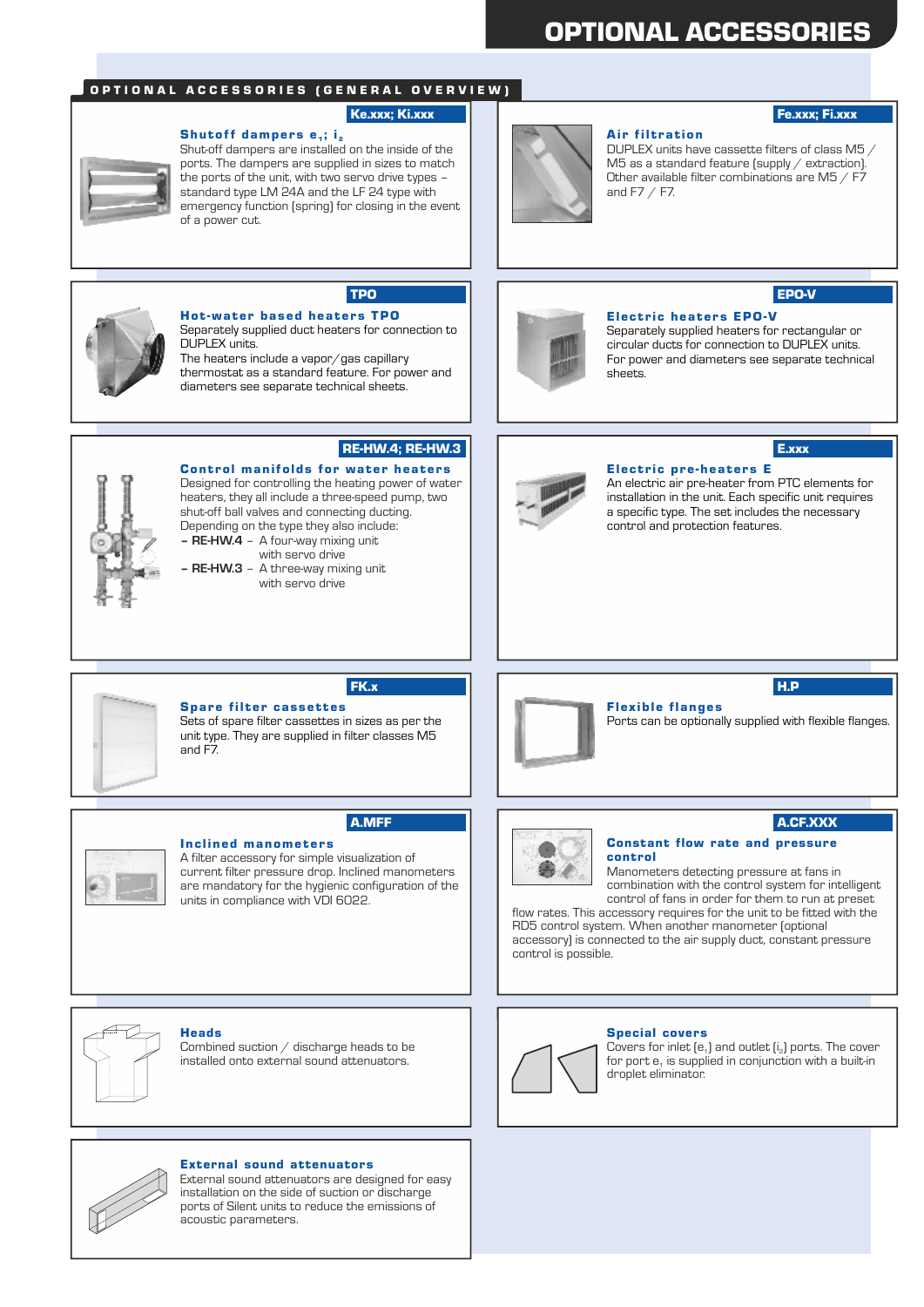# OPTIONAL ACCESSORIES

## OPTIONAL ACCESSORIES (GENERAL OVERVIEW)

**Ke.xxx; Ki.xxx**

### Shutoff dampers $e_1$; $i_2$

Shut-off dampers are installed on the inside of the ports. The dampers are supplied in sizes to match the ports of the unit, with two servo drive types – standard type LM 24A and the LF 24 type with emergency function (spring) for closing in the event of a power cut.

**Fe.xxx; Fi.xxx**

### Air filtration

DUPLEX units have cassette filters of class M5 / M5 as a standard feature (supply / extraction). Other available filter combinations are M5 / F7 and F7 / F7.

**TPO**

### Hot-water based heaters TPO

Separately supplied duct heaters for connection to DUPLEX units.
The heaters include a vapor/gas capillary thermostat as a standard feature. For power and diameters see separate technical sheets.

**EPO-V**

### Electric heaters EPO-V

Separately supplied heaters for rectangular or circular ducts for connection to DUPLEX units. For power and diameters see separate technical sheets.

**RE-HW.4; RE-HW.3**

### Control manifolds for water heaters

Designed for controlling the heating power of water heaters, they all include a three-speed pump, two shut-off ball valves and connecting ducting. Depending on the type they also include:

- **RE-HW.4** – A four-way mixing unit with servo drive
- **RE-HW.3** – A three-way mixing unit with servo drive

**E.xxx**

### Electric pre-heaters E

An electric air pre-heater from PTC elements for installation in the unit. Each specific unit requires a specific type. The set includes the necessary control and protection features.

**FK.x**

### Spare filter cassettes

Sets of spare filter cassettes in sizes as per the unit type. They are supplied in filter classes M5 and F7.

**H.P**

### Flexible flanges

Ports can be optionally supplied with flexible flanges.

**A.MFF**

### Inclined manometers

A filter accessory for simple visualization of current filter pressure drop. Inclined manometers are mandatory for the hygienic configuration of the units in compliance with VDI 6022.

**A.CF.XXX**

### Constant flow rate and pressure control

Manometers detecting pressure at fans in combination with the control system for intelligent control of fans in order for them to run at preset flow rates. This accessory requires for the unit to be fitted with the RD5 control system. When another manometer (optional accessory) is connected to the air supply duct, constant pressure control is possible.

### Heads

Combined suction / discharge heads to be installed onto external sound attenuators.

### Special covers

Covers for inlet ($e_1$) and outlet ($i_2$) ports. The cover for port $e_1$ is supplied in conjunction with a built-in droplet eliminator.

### External sound attenuators

External sound attenuators are designed for easy installation on the side of suction or discharge ports of Silent units to reduce the emissions of acoustic parameters.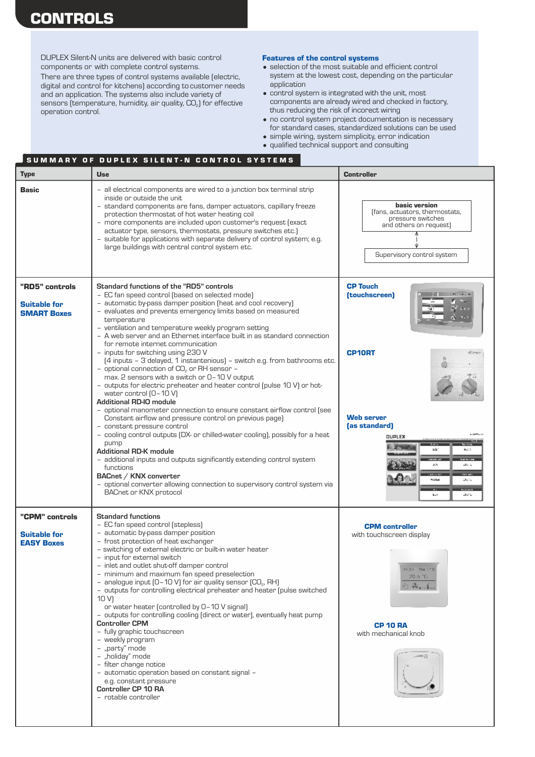# CONTROLS

DUPLEX Silent-N units are delivered with basic control components or with complete control systems.
There are three types of control systems available (electric, digital and control for kitchens) according to customer needs and an application. The systems also include variety of sensors (temperature, humidity, air quality, $CO_2$) for effective operation control.

**Features of the control systems**

- selection of the most suitable and efficient control system at the lowest cost, depending on the particular application
- control system is integrated with the unit, most components are already wired and checked in factory, thus reducing the risk of incorect wiring
- no control system project documentation is necessary for standard cases, standardized solutions can be used
- simple wiring, system simplicity, error indication
- qualified technical support and consulting

## SUMMARY OF DUPLEX SILENT-N CONTROL SYSTEMS

| Type | Use | Controller |
|---|---|---|
| **Basic** | – all electrical components are wired to a junction box terminal strip inside or outside the unit<br>– standard components are fans, damper actuators, capillary freeze protection thermostat of hot water heating coil<br>– more components are included upon customer's request (exact actuator type, sensors, thermostats, pressure switches etc.)<br>– suitable for applications with separate delivery of control system; e.g. large buildings with central control system etc. | **basic version** (fans, actuators, thermostats, pressure switches and others on request)<br>↕<br>Supervisory control system |
| **"RD5" controls**<br><br>**Suitable for SMART Boxes** | **Standard functions of the "RD5" controls**<br>– EC fan speed control (based on selected mode)<br>– automatic by-pass damper position (heat and cool recovery)<br>– evaluates and prevents emergency limits based on measured temperature<br>– ventilation and temperature weekly program setting<br>– A web server and an Ethernet interface built in as standard connection for remote internet communication<br>– inputs for switching using 230 V (4 inputs – 3 delayed, 1 instantenious) – switch e.g. from bathrooms etc.<br>– optional connection of $CO_2$ or RH sensor – max. 2 sensors with a switch or 0–10 V output<br>– outputs for electric preheater and heater control (pulse 10 V) or hot-water control (0–10 V)<br>**Additional RD-IO module**<br>– optional manometer connection to ensure constant airflow control (see Constant airflow and pressure control on previous page)<br>– constant pressure control<br>– cooling control outputs (DX- or chilled-water cooling), possibly for a heat pump<br>**Additional RD-K module**<br>– additional inputs and outputs significantly extending control system functions<br>**BACnet / KNX converter**<br>– optional converter allowing connection to supervisory control system via BACnet or KNX protocol | **CP Touch (touchscreen)**<br><br>**CP10RT**<br><br>**Web server (as standard)** |
| **"CPM" controls**<br><br>**Suitable for EASY Boxes** | **Standard functions**<br>– EC fan speed control (stepless)<br>– automatic by-pass damper position<br>– frost protection of heat exchanger<br>– switching of external electric or built-in water heater<br>– input for external switch<br>– inlet and outlet shut-off damper control<br>– minimum and maximum fan speed preselection<br>– analogue input (0–10 V) for air quality sensor ($CO_2$, RH)<br>– outputs for controlling electrical preheater and heater (pulse switched 10 V) or water heater (controlled by 0–10 V signal)<br>– outputs for controlling cooling (direct or water), eventually heat pump<br>**Controller CPM**<br>– fully graphic touchscreen<br>– weekly program<br>– „party" mode<br>– „holiday" mode<br>– filter change notice<br>– automatic operation based on constant signal – e.g. constant pressure<br>**Controller CP 10 RA**<br>– rotable controller | **CPM controller** with touchscreen display<br><br>**CP 10 RA** with mechanical knob |